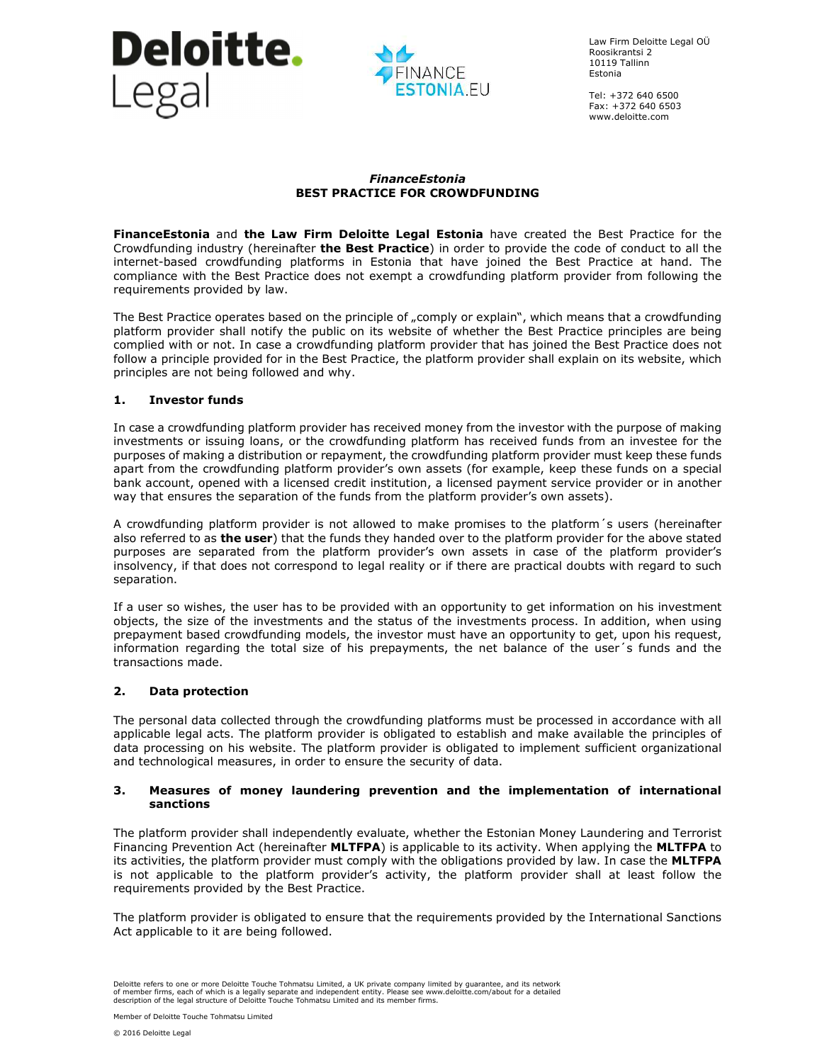Law Firm Deloitte Legal OÜ
Roosikrantsi 2
10119 Tallinn
Estonia

Tel: +372 640 6500
Fax: +372 640 6503
www.deloitte.com

## *FinanceEstonia*
## BEST PRACTICE FOR CROWDFUNDING

**FinanceEstonia** and **the Law Firm Deloitte Legal Estonia** have created the Best Practice for the Crowdfunding industry (hereinafter **the Best Practice**) in order to provide the code of conduct to all the internet-based crowdfunding platforms in Estonia that have joined the Best Practice at hand. The compliance with the Best Practice does not exempt a crowdfunding platform provider from following the requirements provided by law.

The Best Practice operates based on the principle of „comply or explain", which means that a crowdfunding platform provider shall notify the public on its website of whether the Best Practice principles are being complied with or not. In case a crowdfunding platform provider that has joined the Best Practice does not follow a principle provided for in the Best Practice, the platform provider shall explain on its website, which principles are not being followed and why.

### 1. Investor funds

In case a crowdfunding platform provider has received money from the investor with the purpose of making investments or issuing loans, or the crowdfunding platform has received funds from an investee for the purposes of making a distribution or repayment, the crowdfunding platform provider must keep these funds apart from the crowdfunding platform provider's own assets (for example, keep these funds on a special bank account, opened with a licensed credit institution, a licensed payment service provider or in another way that ensures the separation of the funds from the platform provider's own assets).

A crowdfunding platform provider is not allowed to make promises to the platform´s users (hereinafter also referred to as **the user**) that the funds they handed over to the platform provider for the above stated purposes are separated from the platform provider's own assets in case of the platform provider's insolvency, if that does not correspond to legal reality or if there are practical doubts with regard to such separation.

If a user so wishes, the user has to be provided with an opportunity to get information on his investment objects, the size of the investments and the status of the investments process. In addition, when using prepayment based crowdfunding models, the investor must have an opportunity to get, upon his request, information regarding the total size of his prepayments, the net balance of the user´s funds and the transactions made.

### 2. Data protection

The personal data collected through the crowdfunding platforms must be processed in accordance with all applicable legal acts. The platform provider is obligated to establish and make available the principles of data processing on his website. The platform provider is obligated to implement sufficient organizational and technological measures, in order to ensure the security of data.

### 3. Measures of money laundering prevention and the implementation of international sanctions

The platform provider shall independently evaluate, whether the Estonian Money Laundering and Terrorist Financing Prevention Act (hereinafter **MLTFPA**) is applicable to its activity. When applying the **MLTFPA** to its activities, the platform provider must comply with the obligations provided by law. In case the **MLTFPA** is not applicable to the platform provider's activity, the platform provider shall at least follow the requirements provided by the Best Practice.

The platform provider is obligated to ensure that the requirements provided by the International Sanctions Act applicable to it are being followed.

Deloitte refers to one or more Deloitte Touche Tohmatsu Limited, a UK private company limited by guarantee, and its network of member firms, each of which is a legally separate and independent entity. Please see www.deloitte.com/about for a detailed description of the legal structure of Deloitte Touche Tohmatsu Limited and its member firms.

Member of Deloitte Touche Tohmatsu Limited

© 2016 Deloitte Legal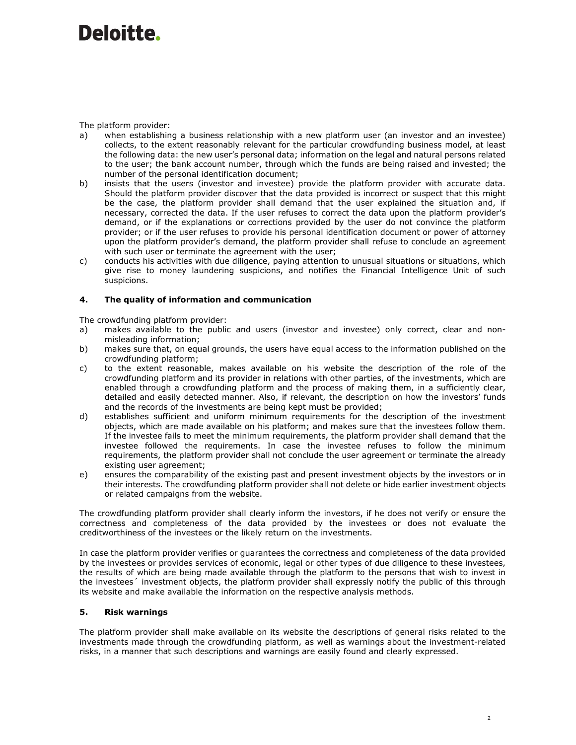The platform provider:

a) when establishing a business relationship with a new platform user (an investor and an investee) collects, to the extent reasonably relevant for the particular crowdfunding business model, at least the following data: the new user's personal data; information on the legal and natural persons related to the user; the bank account number, through which the funds are being raised and invested; the number of the personal identification document;

b) insists that the users (investor and investee) provide the platform provider with accurate data. Should the platform provider discover that the data provided is incorrect or suspect that this might be the case, the platform provider shall demand that the user explained the situation and, if necessary, corrected the data. If the user refuses to correct the data upon the platform provider's demand, or if the explanations or corrections provided by the user do not convince the platform provider; or if the user refuses to provide his personal identification document or power of attorney upon the platform provider's demand, the platform provider shall refuse to conclude an agreement with such user or terminate the agreement with the user;

c) conducts his activities with due diligence, paying attention to unusual situations or situations, which give rise to money laundering suspicions, and notifies the Financial Intelligence Unit of such suspicions.

## 4. The quality of information and communication

The crowdfunding platform provider:

a) makes available to the public and users (investor and investee) only correct, clear and non-misleading information;

b) makes sure that, on equal grounds, the users have equal access to the information published on the crowdfunding platform;

c) to the extent reasonable, makes available on his website the description of the role of the crowdfunding platform and its provider in relations with other parties, of the investments, which are enabled through a crowdfunding platform and the process of making them, in a sufficiently clear, detailed and easily detected manner. Also, if relevant, the description on how the investors' funds and the records of the investments are being kept must be provided;

d) establishes sufficient and uniform minimum requirements for the description of the investment objects, which are made available on his platform; and makes sure that the investees follow them. If the investee fails to meet the minimum requirements, the platform provider shall demand that the investee followed the requirements. In case the investee refuses to follow the minimum requirements, the platform provider shall not conclude the user agreement or terminate the already existing user agreement;

e) ensures the comparability of the existing past and present investment objects by the investors or in their interests. The crowdfunding platform provider shall not delete or hide earlier investment objects or related campaigns from the website.

The crowdfunding platform provider shall clearly inform the investors, if he does not verify or ensure the correctness and completeness of the data provided by the investees or does not evaluate the creditworthiness of the investees or the likely return on the investments.

In case the platform provider verifies or guarantees the correctness and completeness of the data provided by the investees or provides services of economic, legal or other types of due diligence to these investees, the results of which are being made available through the platform to the persons that wish to invest in the investees´ investment objects, the platform provider shall expressly notify the public of this through its website and make available the information on the respective analysis methods.

## 5. Risk warnings

The platform provider shall make available on its website the descriptions of general risks related to the investments made through the crowdfunding platform, as well as warnings about the investment-related risks, in a manner that such descriptions and warnings are easily found and clearly expressed.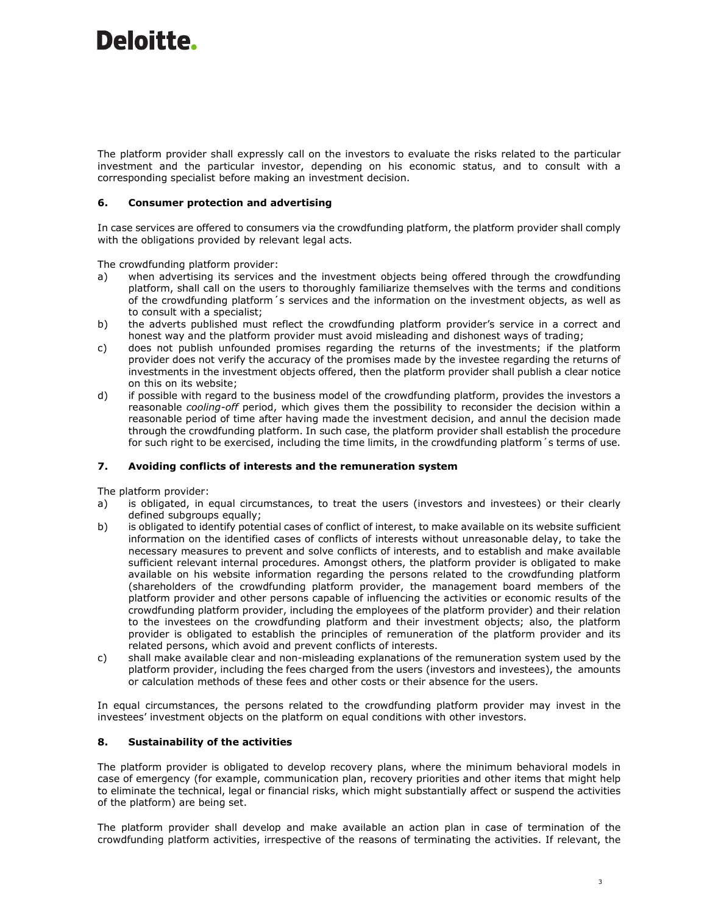The platform provider shall expressly call on the investors to evaluate the risks related to the particular investment and the particular investor, depending on his economic status, and to consult with a corresponding specialist before making an investment decision.

## 6. Consumer protection and advertising

In case services are offered to consumers via the crowdfunding platform, the platform provider shall comply with the obligations provided by relevant legal acts.

The crowdfunding platform provider:

a) when advertising its services and the investment objects being offered through the crowdfunding platform, shall call on the users to thoroughly familiarize themselves with the terms and conditions of the crowdfunding platform´s services and the information on the investment objects, as well as to consult with a specialist;

b) the adverts published must reflect the crowdfunding platform provider's service in a correct and honest way and the platform provider must avoid misleading and dishonest ways of trading;

c) does not publish unfounded promises regarding the returns of the investments; if the platform provider does not verify the accuracy of the promises made by the investee regarding the returns of investments in the investment objects offered, then the platform provider shall publish a clear notice on this on its website;

d) if possible with regard to the business model of the crowdfunding platform, provides the investors a reasonable *cooling-off* period, which gives them the possibility to reconsider the decision within a reasonable period of time after having made the investment decision, and annul the decision made through the crowdfunding platform. In such case, the platform provider shall establish the procedure for such right to be exercised, including the time limits, in the crowdfunding platform´s terms of use.

## 7. Avoiding conflicts of interests and the remuneration system

The platform provider:

a) is obligated, in equal circumstances, to treat the users (investors and investees) or their clearly defined subgroups equally;

b) is obligated to identify potential cases of conflict of interest, to make available on its website sufficient information on the identified cases of conflicts of interests without unreasonable delay, to take the necessary measures to prevent and solve conflicts of interests, and to establish and make available sufficient relevant internal procedures. Amongst others, the platform provider is obligated to make available on his website information regarding the persons related to the crowdfunding platform (shareholders of the crowdfunding platform provider, the management board members of the platform provider and other persons capable of influencing the activities or economic results of the crowdfunding platform provider, including the employees of the platform provider) and their relation to the investees on the crowdfunding platform and their investment objects; also, the platform provider is obligated to establish the principles of remuneration of the platform provider and its related persons, which avoid and prevent conflicts of interests.

c) shall make available clear and non-misleading explanations of the remuneration system used by the platform provider, including the fees charged from the users (investors and investees), the amounts or calculation methods of these fees and other costs or their absence for the users.

In equal circumstances, the persons related to the crowdfunding platform provider may invest in the investees' investment objects on the platform on equal conditions with other investors.

## 8. Sustainability of the activities

The platform provider is obligated to develop recovery plans, where the minimum behavioral models in case of emergency (for example, communication plan, recovery priorities and other items that might help to eliminate the technical, legal or financial risks, which might substantially affect or suspend the activities of the platform) are being set.

The platform provider shall develop and make available an action plan in case of termination of the crowdfunding platform activities, irrespective of the reasons of terminating the activities. If relevant, the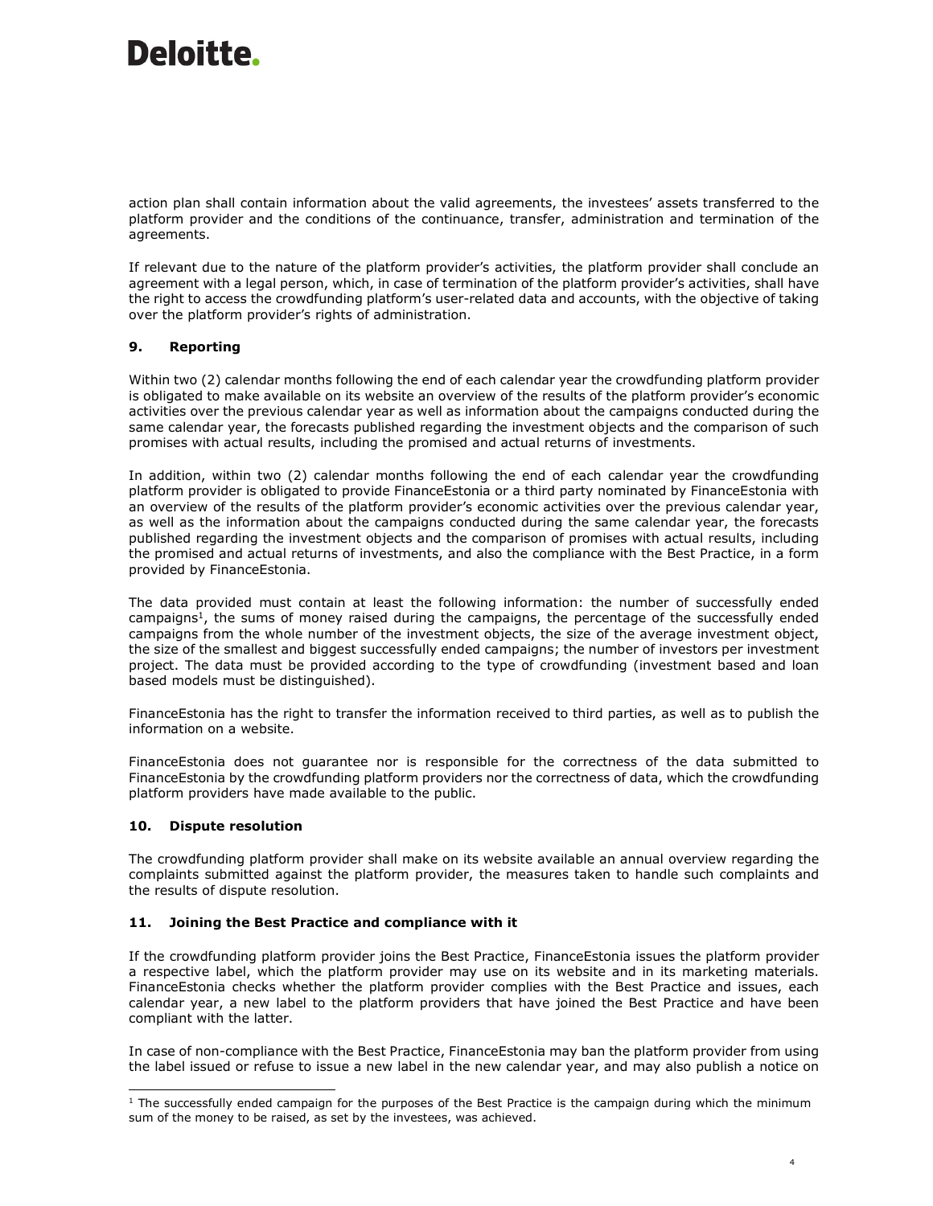action plan shall contain information about the valid agreements, the investees' assets transferred to the platform provider and the conditions of the continuance, transfer, administration and termination of the agreements.

If relevant due to the nature of the platform provider's activities, the platform provider shall conclude an agreement with a legal person, which, in case of termination of the platform provider's activities, shall have the right to access the crowdfunding platform's user-related data and accounts, with the objective of taking over the platform provider's rights of administration.

## 9. Reporting

Within two (2) calendar months following the end of each calendar year the crowdfunding platform provider is obligated to make available on its website an overview of the results of the platform provider's economic activities over the previous calendar year as well as information about the campaigns conducted during the same calendar year, the forecasts published regarding the investment objects and the comparison of such promises with actual results, including the promised and actual returns of investments.

In addition, within two (2) calendar months following the end of each calendar year the crowdfunding platform provider is obligated to provide FinanceEstonia or a third party nominated by FinanceEstonia with an overview of the results of the platform provider's economic activities over the previous calendar year, as well as the information about the campaigns conducted during the same calendar year, the forecasts published regarding the investment objects and the comparison of promises with actual results, including the promised and actual returns of investments, and also the compliance with the Best Practice, in a form provided by FinanceEstonia.

The data provided must contain at least the following information: the number of successfully ended campaigns[1], the sums of money raised during the campaigns, the percentage of the successfully ended campaigns from the whole number of the investment objects, the size of the average investment object, the size of the smallest and biggest successfully ended campaigns; the number of investors per investment project. The data must be provided according to the type of crowdfunding (investment based and loan based models must be distinguished).

FinanceEstonia has the right to transfer the information received to third parties, as well as to publish the information on a website.

FinanceEstonia does not guarantee nor is responsible for the correctness of the data submitted to FinanceEstonia by the crowdfunding platform providers nor the correctness of data, which the crowdfunding platform providers have made available to the public.

## 10. Dispute resolution

The crowdfunding platform provider shall make on its website available an annual overview regarding the complaints submitted against the platform provider, the measures taken to handle such complaints and the results of dispute resolution.

## 11. Joining the Best Practice and compliance with it

If the crowdfunding platform provider joins the Best Practice, FinanceEstonia issues the platform provider a respective label, which the platform provider may use on its website and in its marketing materials. FinanceEstonia checks whether the platform provider complies with the Best Practice and issues, each calendar year, a new label to the platform providers that have joined the Best Practice and have been compliant with the latter.

In case of non-compliance with the Best Practice, FinanceEstonia may ban the platform provider from using the label issued or refuse to issue a new label in the new calendar year, and may also publish a notice on

---

[1] The successfully ended campaign for the purposes of the Best Practice is the campaign during which the minimum sum of the money to be raised, as set by the investees, was achieved.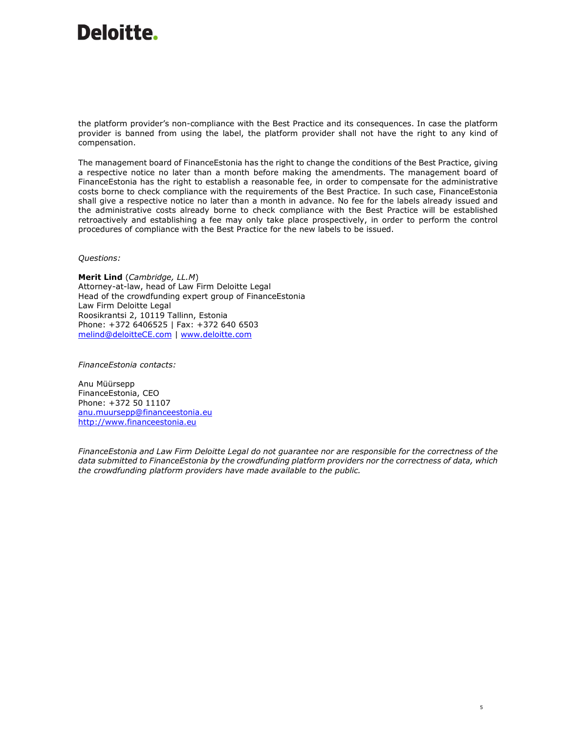the platform provider's non-compliance with the Best Practice and its consequences. In case the platform provider is banned from using the label, the platform provider shall not have the right to any kind of compensation.

The management board of FinanceEstonia has the right to change the conditions of the Best Practice, giving a respective notice no later than a month before making the amendments. The management board of FinanceEstonia has the right to establish a reasonable fee, in order to compensate for the administrative costs borne to check compliance with the requirements of the Best Practice. In such case, FinanceEstonia shall give a respective notice no later than a month in advance. No fee for the labels already issued and the administrative costs already borne to check compliance with the Best Practice will be established retroactively and establishing a fee may only take place prospectively, in order to perform the control procedures of compliance with the Best Practice for the new labels to be issued.

*Questions:*

**Merit Lind** (*Cambridge, LL.M*)
Attorney-at-law, head of Law Firm Deloitte Legal
Head of the crowdfunding expert group of FinanceEstonia
Law Firm Deloitte Legal
Roosikrantsi 2, 10119 Tallinn, Estonia
Phone: +372 6406525 | Fax: +372 640 6503
melind@deloitteCE.com | www.deloitte.com

*FinanceEstonia contacts:*

Anu Müürsepp
FinanceEstonia, CEO
Phone: +372 50 11107
anu.muursepp@financeestonia.eu
http://www.financeestonia.eu

*FinanceEstonia and Law Firm Deloitte Legal do not guarantee nor are responsible for the correctness of the data submitted to FinanceEstonia by the crowdfunding platform providers nor the correctness of data, which the crowdfunding platform providers have made available to the public.*